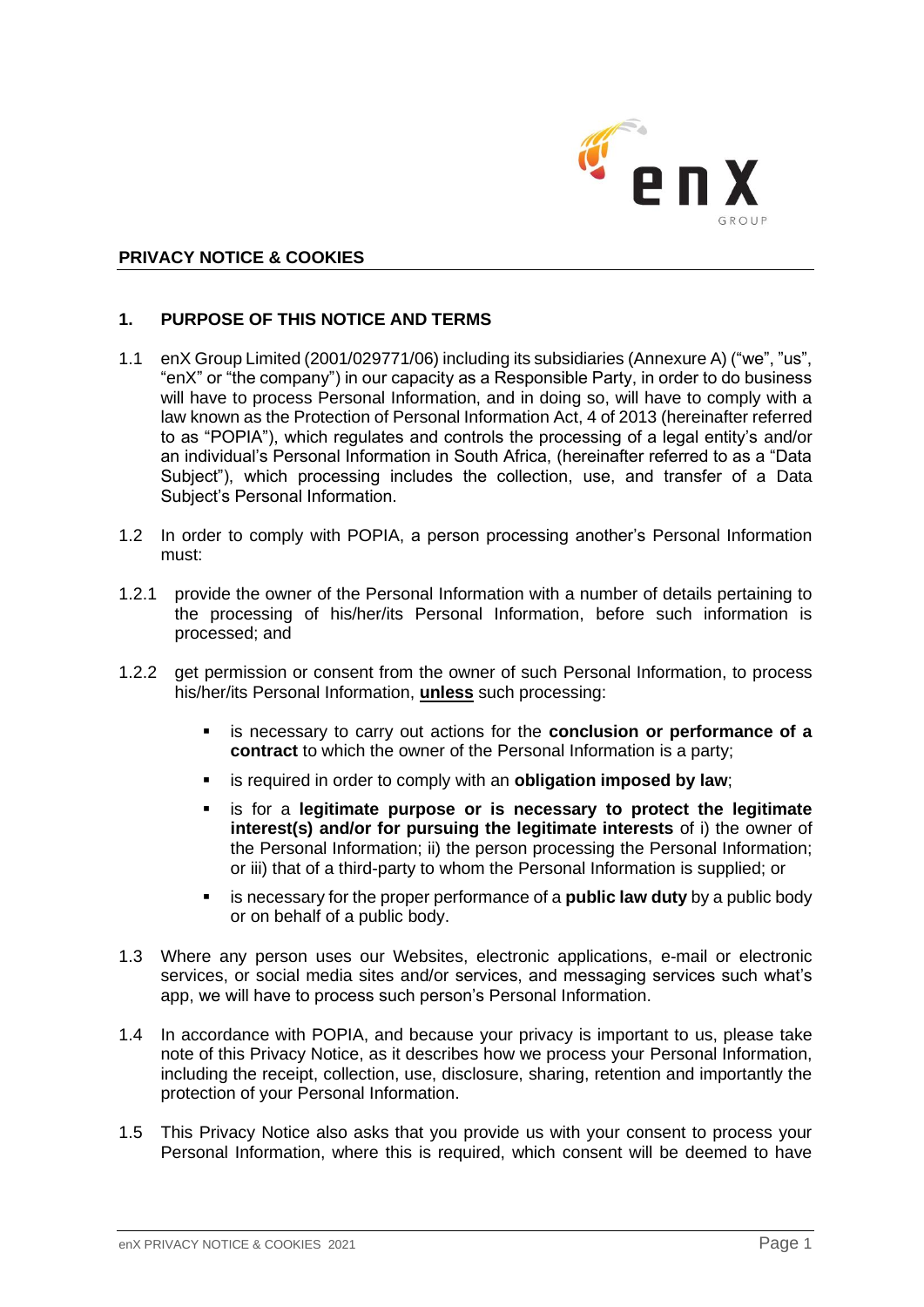## PRIVACY NOTICE & COOKIES

### 1. PURPOSE OF THIS NOTICE AND TERMS

1.1 enX Group Limited (2001/029771/06) including its subsidiaries (Annexure A) ("we", "us", "enX" or "the company") in our capacity as a Responsible Party, in order to do business will have to process Personal Information, and in doing so, will have to comply with a law known as the Protection of Personal Information Act, 4 of 2013 (hereinafter referred to as "POPIA"), which regulates and controls the processing of a legal entity's and/or an individual's Personal Information in South Africa, (hereinafter referred to as a "Data Subject"), which processing includes the collection, use, and transfer of a Data Subject's Personal Information.

1.2 In order to comply with POPIA, a person processing another's Personal Information must:

1.2.1 provide the owner of the Personal Information with a number of details pertaining to the processing of his/her/its Personal Information, before such information is processed; and

1.2.2 get permission or consent from the owner of such Personal Information, to process his/her/its Personal Information, **unless** such processing:

- is necessary to carry out actions for the **conclusion or performance of a contract** to which the owner of the Personal Information is a party;
- is required in order to comply with an **obligation imposed by law**;
- is for a **legitimate purpose or is necessary to protect the legitimate interest(s) and/or for pursuing the legitimate interests** of i) the owner of the Personal Information; ii) the person processing the Personal Information; or iii) that of a third-party to whom the Personal Information is supplied; or
- is necessary for the proper performance of a **public law duty** by a public body or on behalf of a public body.

1.3 Where any person uses our Websites, electronic applications, e-mail or electronic services, or social media sites and/or services, and messaging services such what's app, we will have to process such person's Personal Information.

1.4 In accordance with POPIA, and because your privacy is important to us, please take note of this Privacy Notice, as it describes how we process your Personal Information, including the receipt, collection, use, disclosure, sharing, retention and importantly the protection of your Personal Information.

1.5 This Privacy Notice also asks that you provide us with your consent to process your Personal Information, where this is required, which consent will be deemed to have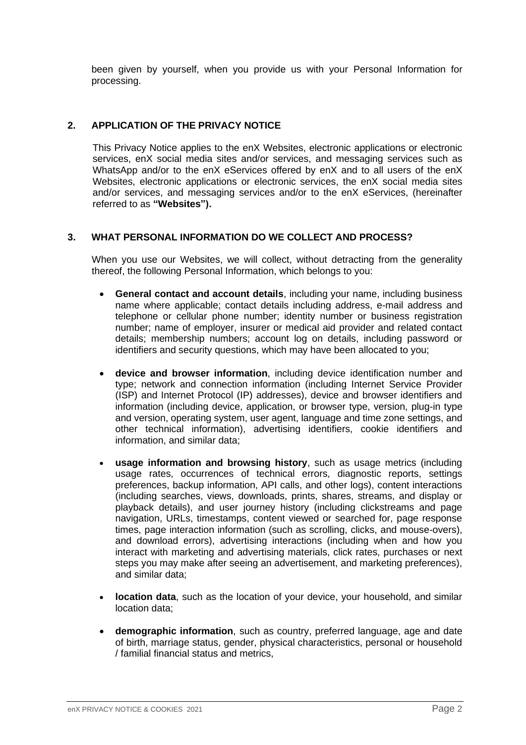been given by yourself, when you provide us with your Personal Information for processing.

## 2. APPLICATION OF THE PRIVACY NOTICE

This Privacy Notice applies to the enX Websites, electronic applications or electronic services, enX social media sites and/or services, and messaging services such as WhatsApp and/or to the enX eServices offered by enX and to all users of the enX Websites, electronic applications or electronic services, the enX social media sites and/or services, and messaging services and/or to the enX eServices, (hereinafter referred to as **"Websites").**

## 3. WHAT PERSONAL INFORMATION DO WE COLLECT AND PROCESS?

When you use our Websites, we will collect, without detracting from the generality thereof, the following Personal Information, which belongs to you:

- **General contact and account details**, including your name, including business name where applicable; contact details including address, e-mail address and telephone or cellular phone number; identity number or business registration number; name of employer, insurer or medical aid provider and related contact details; membership numbers; account log on details, including password or identifiers and security questions, which may have been allocated to you;

- **device and browser information**, including device identification number and type; network and connection information (including Internet Service Provider (ISP) and Internet Protocol (IP) addresses), device and browser identifiers and information (including device, application, or browser type, version, plug-in type and version, operating system, user agent, language and time zone settings, and other technical information), advertising identifiers, cookie identifiers and information, and similar data;

- **usage information and browsing history**, such as usage metrics (including usage rates, occurrences of technical errors, diagnostic reports, settings preferences, backup information, API calls, and other logs), content interactions (including searches, views, downloads, prints, shares, streams, and display or playback details), and user journey history (including clickstreams and page navigation, URLs, timestamps, content viewed or searched for, page response times, page interaction information (such as scrolling, clicks, and mouse-overs), and download errors), advertising interactions (including when and how you interact with marketing and advertising materials, click rates, purchases or next steps you may make after seeing an advertisement, and marketing preferences), and similar data;

- **location data**, such as the location of your device, your household, and similar location data;

- **demographic information**, such as country, preferred language, age and date of birth, marriage status, gender, physical characteristics, personal or household / familial financial status and metrics,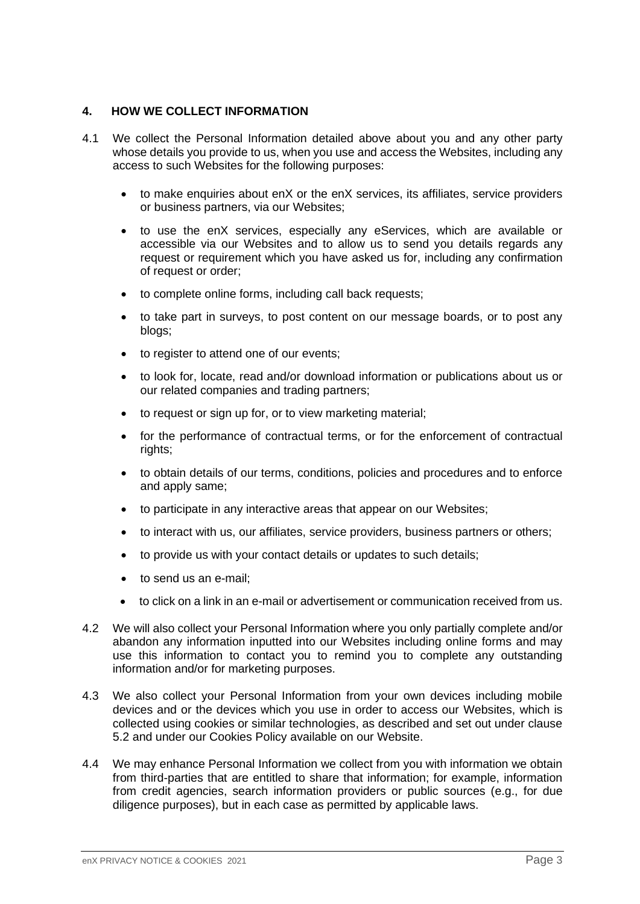## 4. HOW WE COLLECT INFORMATION

4.1 We collect the Personal Information detailed above about you and any other party whose details you provide to us, when you use and access the Websites, including any access to such Websites for the following purposes:

- to make enquiries about enX or the enX services, its affiliates, service providers or business partners, via our Websites;
- to use the enX services, especially any eServices, which are available or accessible via our Websites and to allow us to send you details regards any request or requirement which you have asked us for, including any confirmation of request or order;
- to complete online forms, including call back requests;
- to take part in surveys, to post content on our message boards, or to post any blogs;
- to register to attend one of our events;
- to look for, locate, read and/or download information or publications about us or our related companies and trading partners;
- to request or sign up for, or to view marketing material;
- for the performance of contractual terms, or for the enforcement of contractual rights;
- to obtain details of our terms, conditions, policies and procedures and to enforce and apply same;
- to participate in any interactive areas that appear on our Websites;
- to interact with us, our affiliates, service providers, business partners or others;
- to provide us with your contact details or updates to such details;
- to send us an e-mail;
- to click on a link in an e-mail or advertisement or communication received from us.

4.2 We will also collect your Personal Information where you only partially complete and/or abandon any information inputted into our Websites including online forms and may use this information to contact you to remind you to complete any outstanding information and/or for marketing purposes.

4.3 We also collect your Personal Information from your own devices including mobile devices and or the devices which you use in order to access our Websites, which is collected using cookies or similar technologies, as described and set out under clause 5.2 and under our Cookies Policy available on our Website.

4.4 We may enhance Personal Information we collect from you with information we obtain from third-parties that are entitled to share that information; for example, information from credit agencies, search information providers or public sources (e.g., for due diligence purposes), but in each case as permitted by applicable laws.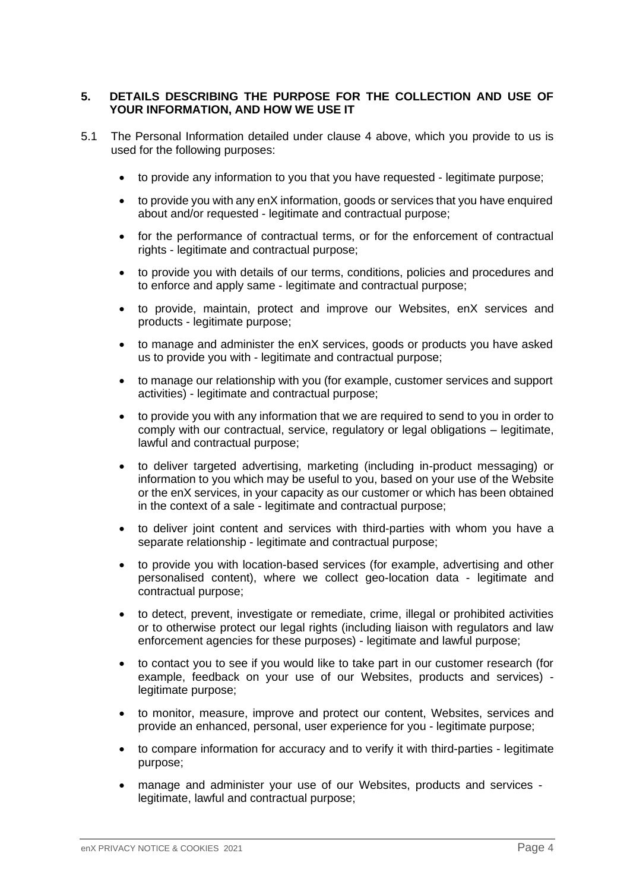## 5. DETAILS DESCRIBING THE PURPOSE FOR THE COLLECTION AND USE OF YOUR INFORMATION, AND HOW WE USE IT

5.1 The Personal Information detailed under clause 4 above, which you provide to us is used for the following purposes:

- to provide any information to you that you have requested - legitimate purpose;
- to provide you with any enX information, goods or services that you have enquired about and/or requested - legitimate and contractual purpose;
- for the performance of contractual terms, or for the enforcement of contractual rights - legitimate and contractual purpose;
- to provide you with details of our terms, conditions, policies and procedures and to enforce and apply same - legitimate and contractual purpose;
- to provide, maintain, protect and improve our Websites, enX services and products - legitimate purpose;
- to manage and administer the enX services, goods or products you have asked us to provide you with - legitimate and contractual purpose;
- to manage our relationship with you (for example, customer services and support activities) - legitimate and contractual purpose;
- to provide you with any information that we are required to send to you in order to comply with our contractual, service, regulatory or legal obligations – legitimate, lawful and contractual purpose;
- to deliver targeted advertising, marketing (including in-product messaging) or information to you which may be useful to you, based on your use of the Website or the enX services, in your capacity as our customer or which has been obtained in the context of a sale - legitimate and contractual purpose;
- to deliver joint content and services with third-parties with whom you have a separate relationship - legitimate and contractual purpose;
- to provide you with location-based services (for example, advertising and other personalised content), where we collect geo-location data - legitimate and contractual purpose;
- to detect, prevent, investigate or remediate, crime, illegal or prohibited activities or to otherwise protect our legal rights (including liaison with regulators and law enforcement agencies for these purposes) - legitimate and lawful purpose;
- to contact you to see if you would like to take part in our customer research (for example, feedback on your use of our Websites, products and services) - legitimate purpose;
- to monitor, measure, improve and protect our content, Websites, services and provide an enhanced, personal, user experience for you - legitimate purpose;
- to compare information for accuracy and to verify it with third-parties - legitimate purpose;
- manage and administer your use of our Websites, products and services - legitimate, lawful and contractual purpose;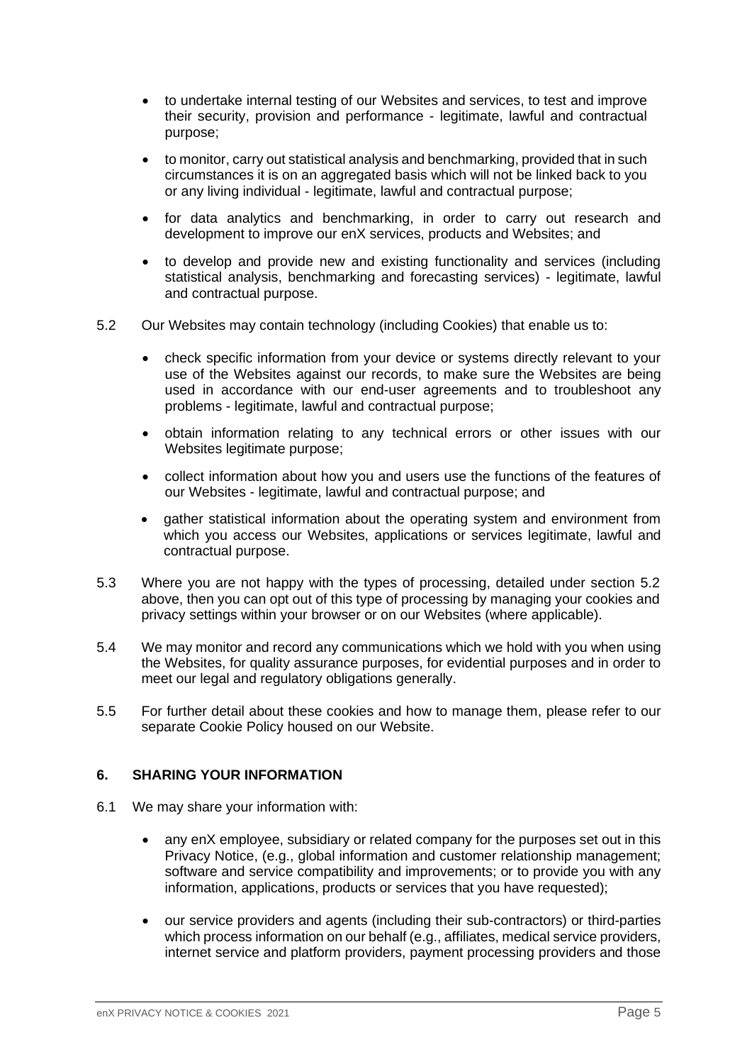- to undertake internal testing of our Websites and services, to test and improve their security, provision and performance - legitimate, lawful and contractual purpose;
- to monitor, carry out statistical analysis and benchmarking, provided that in such circumstances it is on an aggregated basis which will not be linked back to you or any living individual - legitimate, lawful and contractual purpose;
- for data analytics and benchmarking, in order to carry out research and development to improve our enX services, products and Websites; and
- to develop and provide new and existing functionality and services (including statistical analysis, benchmarking and forecasting services) - legitimate, lawful and contractual purpose.

5.2 Our Websites may contain technology (including Cookies) that enable us to:

- check specific information from your device or systems directly relevant to your use of the Websites against our records, to make sure the Websites are being used in accordance with our end-user agreements and to troubleshoot any problems - legitimate, lawful and contractual purpose;
- obtain information relating to any technical errors or other issues with our Websites legitimate purpose;
- collect information about how you and users use the functions of the features of our Websites - legitimate, lawful and contractual purpose; and
- gather statistical information about the operating system and environment from which you access our Websites, applications or services legitimate, lawful and contractual purpose.

5.3 Where you are not happy with the types of processing, detailed under section 5.2 above, then you can opt out of this type of processing by managing your cookies and privacy settings within your browser or on our Websites (where applicable).

5.4 We may monitor and record any communications which we hold with you when using the Websites, for quality assurance purposes, for evidential purposes and in order to meet our legal and regulatory obligations generally.

5.5 For further detail about these cookies and how to manage them, please refer to our separate Cookie Policy housed on our Website.

## 6. SHARING YOUR INFORMATION

6.1 We may share your information with:

- any enX employee, subsidiary or related company for the purposes set out in this Privacy Notice, (e.g., global information and customer relationship management; software and service compatibility and improvements; or to provide you with any information, applications, products or services that you have requested);
- our service providers and agents (including their sub-contractors) or third-parties which process information on our behalf (e.g., affiliates, medical service providers, internet service and platform providers, payment processing providers and those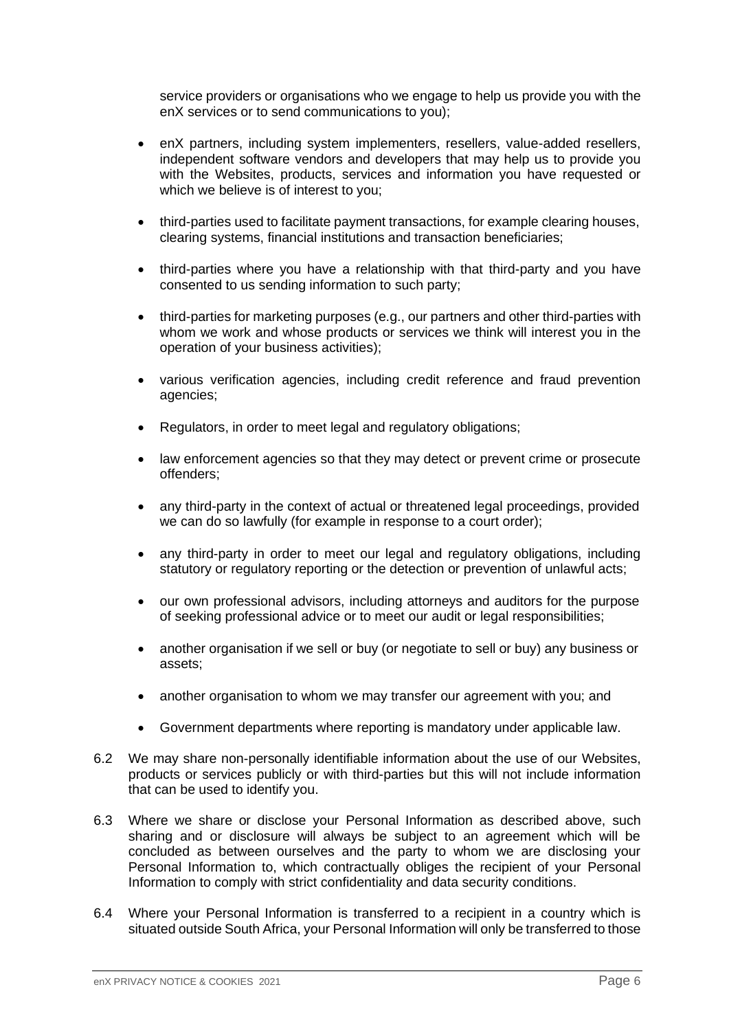service providers or organisations who we engage to help us provide you with the enX services or to send communications to you);

- enX partners, including system implementers, resellers, value-added resellers, independent software vendors and developers that may help us to provide you with the Websites, products, services and information you have requested or which we believe is of interest to you;
- third-parties used to facilitate payment transactions, for example clearing houses, clearing systems, financial institutions and transaction beneficiaries;
- third-parties where you have a relationship with that third-party and you have consented to us sending information to such party;
- third-parties for marketing purposes (e.g., our partners and other third-parties with whom we work and whose products or services we think will interest you in the operation of your business activities);
- various verification agencies, including credit reference and fraud prevention agencies;
- Regulators, in order to meet legal and regulatory obligations;
- law enforcement agencies so that they may detect or prevent crime or prosecute offenders;
- any third-party in the context of actual or threatened legal proceedings, provided we can do so lawfully (for example in response to a court order);
- any third-party in order to meet our legal and regulatory obligations, including statutory or regulatory reporting or the detection or prevention of unlawful acts;
- our own professional advisors, including attorneys and auditors for the purpose of seeking professional advice or to meet our audit or legal responsibilities;
- another organisation if we sell or buy (or negotiate to sell or buy) any business or assets;
- another organisation to whom we may transfer our agreement with you; and
- Government departments where reporting is mandatory under applicable law.

6.2 We may share non-personally identifiable information about the use of our Websites, products or services publicly or with third-parties but this will not include information that can be used to identify you.

6.3 Where we share or disclose your Personal Information as described above, such sharing and or disclosure will always be subject to an agreement which will be concluded as between ourselves and the party to whom we are disclosing your Personal Information to, which contractually obliges the recipient of your Personal Information to comply with strict confidentiality and data security conditions.

6.4 Where your Personal Information is transferred to a recipient in a country which is situated outside South Africa, your Personal Information will only be transferred to those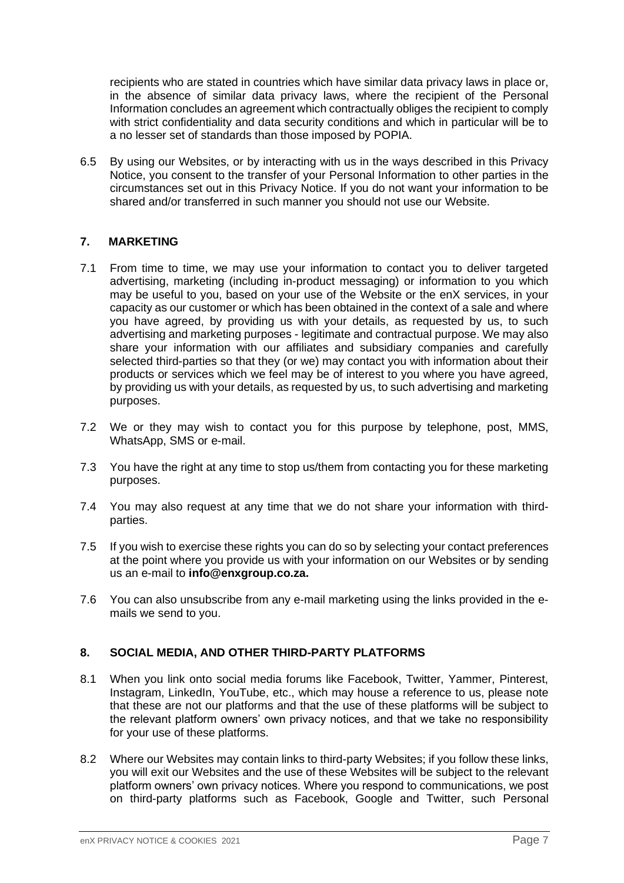recipients who are stated in countries which have similar data privacy laws in place or, in the absence of similar data privacy laws, where the recipient of the Personal Information concludes an agreement which contractually obliges the recipient to comply with strict confidentiality and data security conditions and which in particular will be to a no lesser set of standards than those imposed by POPIA.

6.5 By using our Websites, or by interacting with us in the ways described in this Privacy Notice, you consent to the transfer of your Personal Information to other parties in the circumstances set out in this Privacy Notice. If you do not want your information to be shared and/or transferred in such manner you should not use our Website.

## 7. MARKETING

7.1 From time to time, we may use your information to contact you to deliver targeted advertising, marketing (including in-product messaging) or information to you which may be useful to you, based on your use of the Website or the enX services, in your capacity as our customer or which has been obtained in the context of a sale and where you have agreed, by providing us with your details, as requested by us, to such advertising and marketing purposes - legitimate and contractual purpose. We may also share your information with our affiliates and subsidiary companies and carefully selected third-parties so that they (or we) may contact you with information about their products or services which we feel may be of interest to you where you have agreed, by providing us with your details, as requested by us, to such advertising and marketing purposes.

7.2 We or they may wish to contact you for this purpose by telephone, post, MMS, WhatsApp, SMS or e-mail.

7.3 You have the right at any time to stop us/them from contacting you for these marketing purposes.

7.4 You may also request at any time that we do not share your information with third-parties.

7.5 If you wish to exercise these rights you can do so by selecting your contact preferences at the point where you provide us with your information on our Websites or by sending us an e-mail to **info@enxgroup.co.za.**

7.6 You can also unsubscribe from any e-mail marketing using the links provided in the e-mails we send to you.

## 8. SOCIAL MEDIA, AND OTHER THIRD-PARTY PLATFORMS

8.1 When you link onto social media forums like Facebook, Twitter, Yammer, Pinterest, Instagram, LinkedIn, YouTube, etc., which may house a reference to us, please note that these are not our platforms and that the use of these platforms will be subject to the relevant platform owners' own privacy notices, and that we take no responsibility for your use of these platforms.

8.2 Where our Websites may contain links to third-party Websites; if you follow these links, you will exit our Websites and the use of these Websites will be subject to the relevant platform owners' own privacy notices. Where you respond to communications, we post on third-party platforms such as Facebook, Google and Twitter, such Personal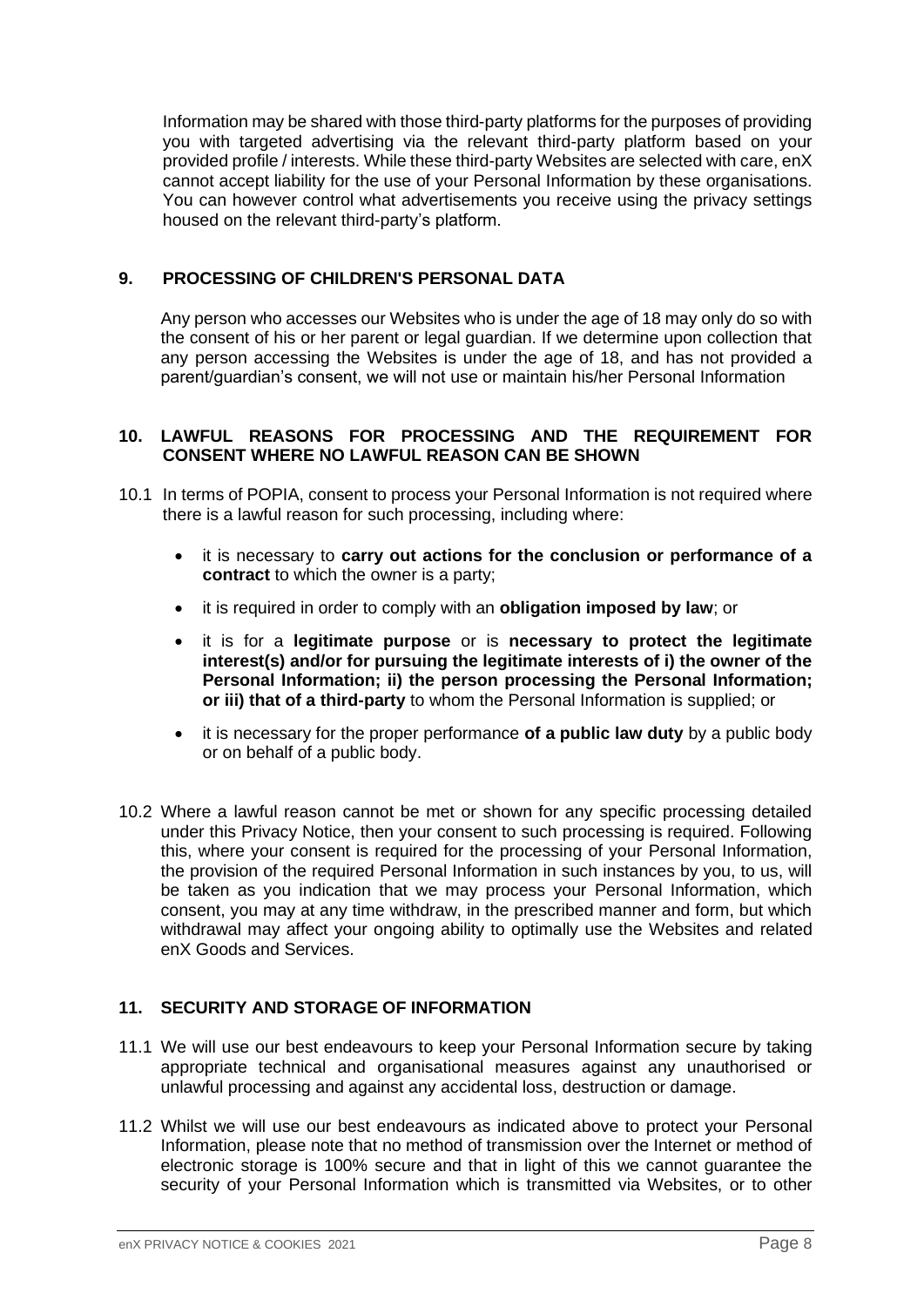Information may be shared with those third-party platforms for the purposes of providing you with targeted advertising via the relevant third-party platform based on your provided profile / interests. While these third-party Websites are selected with care, enX cannot accept liability for the use of your Personal Information by these organisations. You can however control what advertisements you receive using the privacy settings housed on the relevant third-party's platform.

## 9. PROCESSING OF CHILDREN'S PERSONAL DATA

Any person who accesses our Websites who is under the age of 18 may only do so with the consent of his or her parent or legal guardian. If we determine upon collection that any person accessing the Websites is under the age of 18, and has not provided a parent/guardian's consent, we will not use or maintain his/her Personal Information

## 10. LAWFUL REASONS FOR PROCESSING AND THE REQUIREMENT FOR CONSENT WHERE NO LAWFUL REASON CAN BE SHOWN

10.1 In terms of POPIA, consent to process your Personal Information is not required where there is a lawful reason for such processing, including where:

- it is necessary to **carry out actions for the conclusion or performance of a contract** to which the owner is a party;
- it is required in order to comply with an **obligation imposed by law**; or
- it is for a **legitimate purpose** or is **necessary to protect the legitimate interest(s) and/or for pursuing the legitimate interests of i) the owner of the Personal Information; ii) the person processing the Personal Information; or iii) that of a third-party** to whom the Personal Information is supplied; or
- it is necessary for the proper performance **of a public law duty** by a public body or on behalf of a public body.

10.2 Where a lawful reason cannot be met or shown for any specific processing detailed under this Privacy Notice, then your consent to such processing is required. Following this, where your consent is required for the processing of your Personal Information, the provision of the required Personal Information in such instances by you, to us, will be taken as you indication that we may process your Personal Information, which consent, you may at any time withdraw, in the prescribed manner and form, but which withdrawal may affect your ongoing ability to optimally use the Websites and related enX Goods and Services.

## 11. SECURITY AND STORAGE OF INFORMATION

11.1 We will use our best endeavours to keep your Personal Information secure by taking appropriate technical and organisational measures against any unauthorised or unlawful processing and against any accidental loss, destruction or damage.

11.2 Whilst we will use our best endeavours as indicated above to protect your Personal Information, please note that no method of transmission over the Internet or method of electronic storage is 100% secure and that in light of this we cannot guarantee the security of your Personal Information which is transmitted via Websites, or to other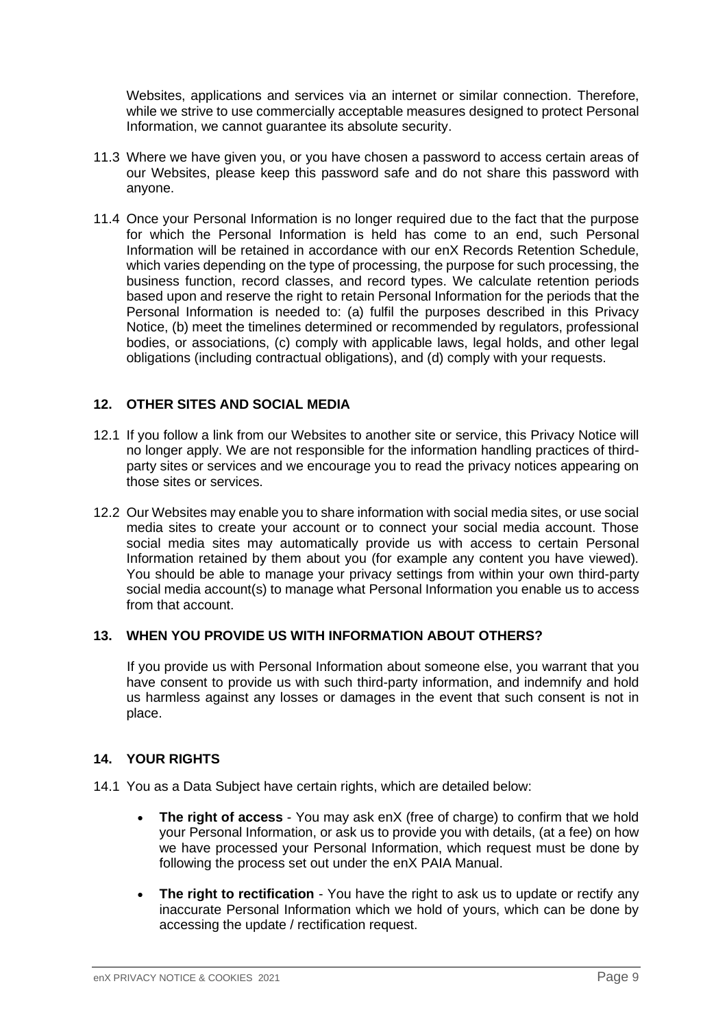Websites, applications and services via an internet or similar connection. Therefore, while we strive to use commercially acceptable measures designed to protect Personal Information, we cannot guarantee its absolute security.

11.3 Where we have given you, or you have chosen a password to access certain areas of our Websites, please keep this password safe and do not share this password with anyone.

11.4 Once your Personal Information is no longer required due to the fact that the purpose for which the Personal Information is held has come to an end, such Personal Information will be retained in accordance with our enX Records Retention Schedule, which varies depending on the type of processing, the purpose for such processing, the business function, record classes, and record types. We calculate retention periods based upon and reserve the right to retain Personal Information for the periods that the Personal Information is needed to: (a) fulfil the purposes described in this Privacy Notice, (b) meet the timelines determined or recommended by regulators, professional bodies, or associations, (c) comply with applicable laws, legal holds, and other legal obligations (including contractual obligations), and (d) comply with your requests.

## 12. OTHER SITES AND SOCIAL MEDIA

12.1 If you follow a link from our Websites to another site or service, this Privacy Notice will no longer apply. We are not responsible for the information handling practices of third-party sites or services and we encourage you to read the privacy notices appearing on those sites or services.

12.2 Our Websites may enable you to share information with social media sites, or use social media sites to create your account or to connect your social media account. Those social media sites may automatically provide us with access to certain Personal Information retained by them about you (for example any content you have viewed). You should be able to manage your privacy settings from within your own third-party social media account(s) to manage what Personal Information you enable us to access from that account.

## 13. WHEN YOU PROVIDE US WITH INFORMATION ABOUT OTHERS?

If you provide us with Personal Information about someone else, you warrant that you have consent to provide us with such third-party information, and indemnify and hold us harmless against any losses or damages in the event that such consent is not in place.

## 14. YOUR RIGHTS

14.1 You as a Data Subject have certain rights, which are detailed below:

- **The right of access** - You may ask enX (free of charge) to confirm that we hold your Personal Information, or ask us to provide you with details, (at a fee) on how we have processed your Personal Information, which request must be done by following the process set out under the enX PAIA Manual.
- **The right to rectification** - You have the right to ask us to update or rectify any inaccurate Personal Information which we hold of yours, which can be done by accessing the update / rectification request.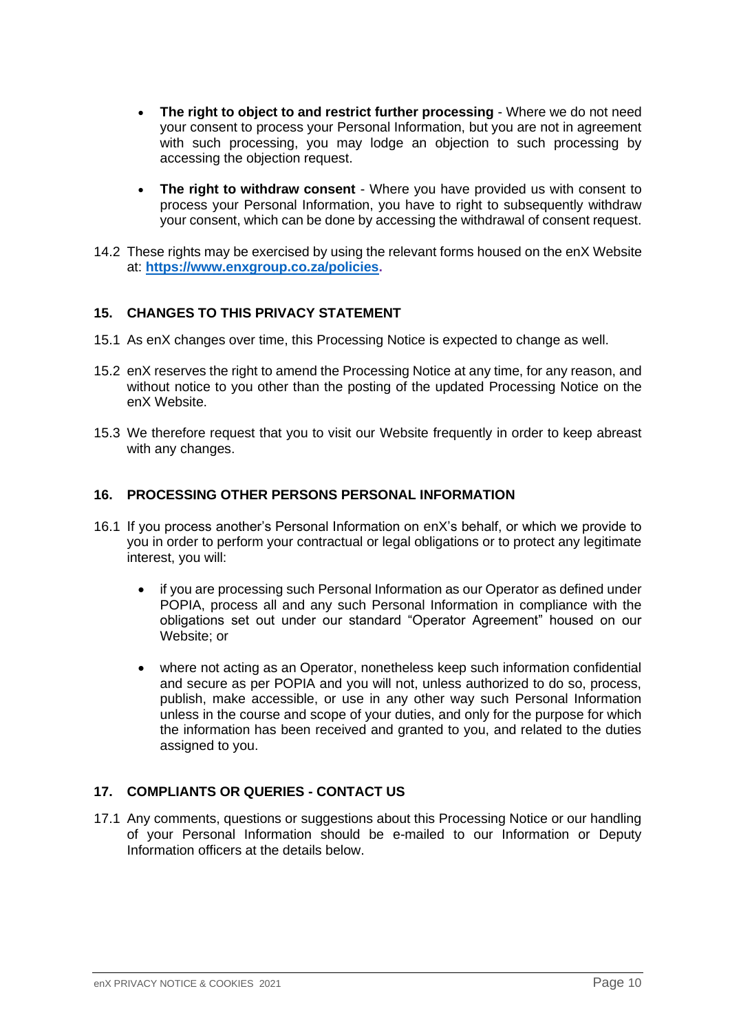- **The right to object to and restrict further processing** - Where we do not need your consent to process your Personal Information, but you are not in agreement with such processing, you may lodge an objection to such processing by accessing the objection request.

- **The right to withdraw consent** - Where you have provided us with consent to process your Personal Information, you have to right to subsequently withdraw your consent, which can be done by accessing the withdrawal of consent request.

14.2 These rights may be exercised by using the relevant forms housed on the enX Website at: **[https://www.enxgroup.co.za/policies](https://www.enxgroup.co.za/policies).**

## 15. CHANGES TO THIS PRIVACY STATEMENT

15.1 As enX changes over time, this Processing Notice is expected to change as well.

15.2 enX reserves the right to amend the Processing Notice at any time, for any reason, and without notice to you other than the posting of the updated Processing Notice on the enX Website.

15.3 We therefore request that you to visit our Website frequently in order to keep abreast with any changes.

## 16. PROCESSING OTHER PERSONS PERSONAL INFORMATION

16.1 If you process another's Personal Information on enX's behalf, or which we provide to you in order to perform your contractual or legal obligations or to protect any legitimate interest, you will:

- if you are processing such Personal Information as our Operator as defined under POPIA, process all and any such Personal Information in compliance with the obligations set out under our standard "Operator Agreement" housed on our Website; or

- where not acting as an Operator, nonetheless keep such information confidential and secure as per POPIA and you will not, unless authorized to do so, process, publish, make accessible, or use in any other way such Personal Information unless in the course and scope of your duties, and only for the purpose for which the information has been received and granted to you, and related to the duties assigned to you.

## 17. COMPLIANTS OR QUERIES - CONTACT US

17.1 Any comments, questions or suggestions about this Processing Notice or our handling of your Personal Information should be e-mailed to our Information or Deputy Information officers at the details below.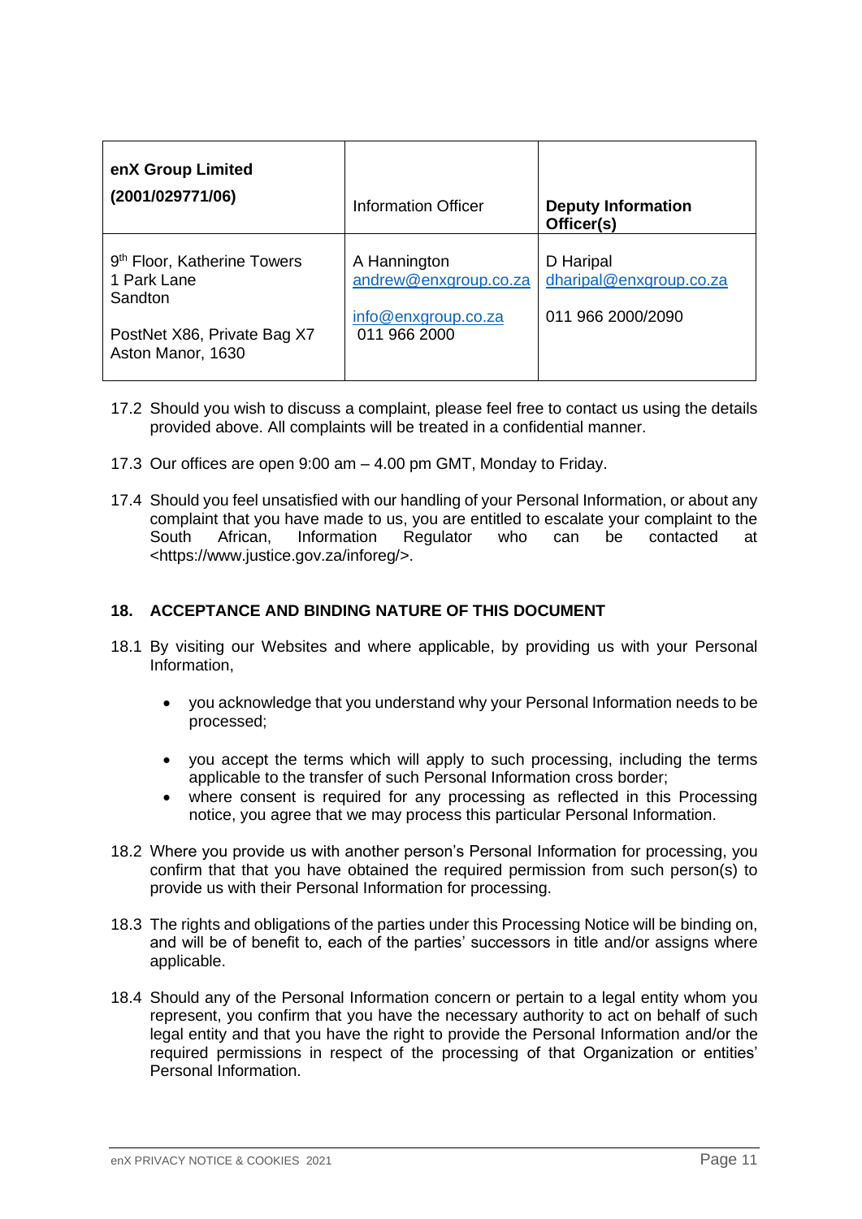| **enX Group Limited (2001/029771/06)** | Information Officer | **Deputy Information Officer(s)** |
| --- | --- | --- |
| 9th Floor, Katherine Towers<br>1 Park Lane<br>Sandton<br><br>PostNet X86, Private Bag X7<br>Aston Manor, 1630 | A Hannington<br>andrew@enxgroup.co.za<br><br>info@enxgroup.co.za<br>011 966 2000 | D Haripal<br>dharipal@enxgroup.co.za<br><br>011 966 2000/2090 |

17.2 Should you wish to discuss a complaint, please feel free to contact us using the details provided above. All complaints will be treated in a confidential manner.

17.3 Our offices are open 9:00 am – 4.00 pm GMT, Monday to Friday.

17.4 Should you feel unsatisfied with our handling of your Personal Information, or about any complaint that you have made to us, you are entitled to escalate your complaint to the South African, Information Regulator who can be contacted at <https://www.justice.gov.za/inforeg/>.

## 18. ACCEPTANCE AND BINDING NATURE OF THIS DOCUMENT

18.1 By visiting our Websites and where applicable, by providing us with your Personal Information,

- you acknowledge that you understand why your Personal Information needs to be processed;
- you accept the terms which will apply to such processing, including the terms applicable to the transfer of such Personal Information cross border;
- where consent is required for any processing as reflected in this Processing notice, you agree that we may process this particular Personal Information.

18.2 Where you provide us with another person's Personal Information for processing, you confirm that that you have obtained the required permission from such person(s) to provide us with their Personal Information for processing.

18.3 The rights and obligations of the parties under this Processing Notice will be binding on, and will be of benefit to, each of the parties' successors in title and/or assigns where applicable.

18.4 Should any of the Personal Information concern or pertain to a legal entity whom you represent, you confirm that you have the necessary authority to act on behalf of such legal entity and that you have the right to provide the Personal Information and/or the required permissions in respect of the processing of that Organization or entities' Personal Information.